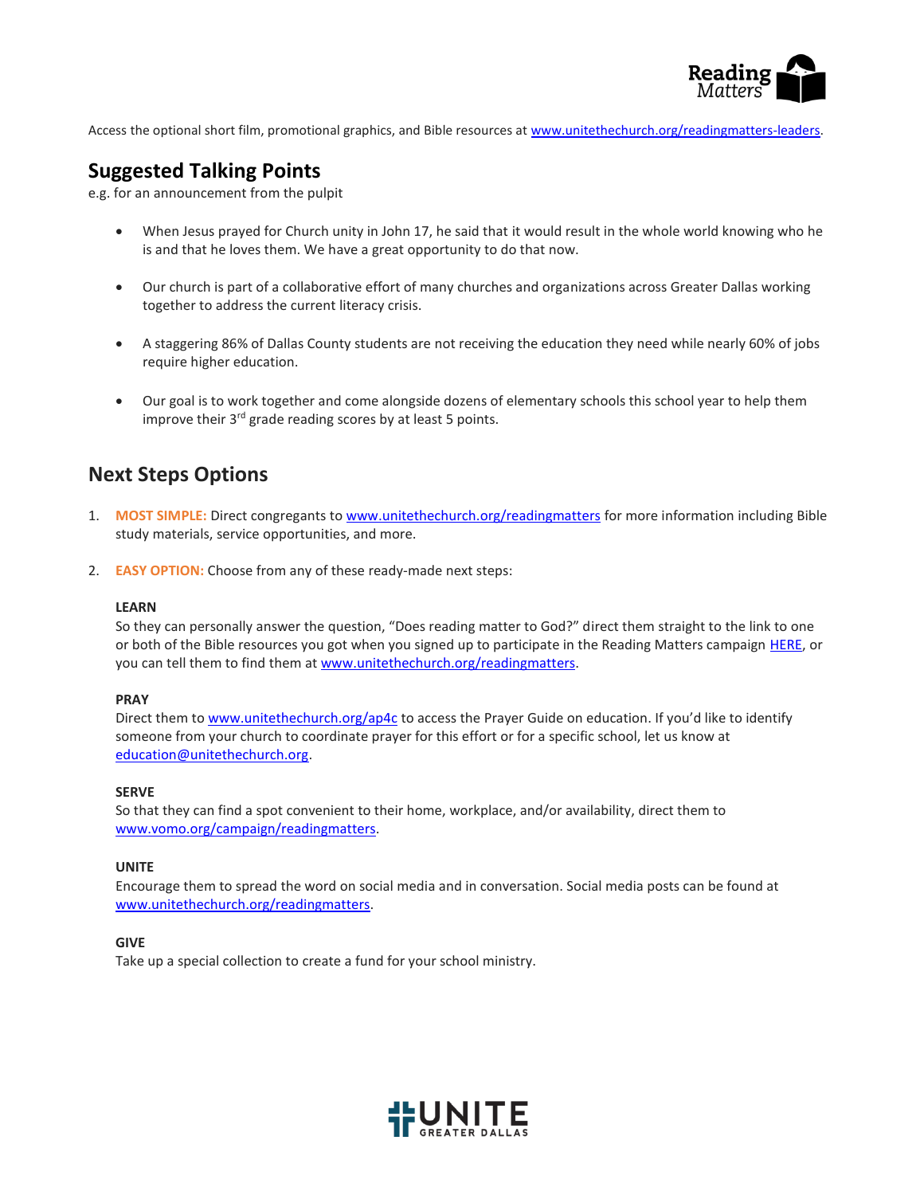Access the optional short film, promotional graphics, and Bible resources at www.unitethechurch.org/readingmatters-leaders.

## Suggested Talking Points

e.g. for an announcement from the pulpit

- When Jesus prayed for Church unity in John 17, he said that it would result in the whole world knowing who he is and that he loves them. We have a great opportunity to do that now.
- Our church is part of a collaborative effort of many churches and organizations across Greater Dallas working together to address the current literacy crisis.
- A staggering 86% of Dallas County students are not receiving the education they need while nearly 60% of jobs require higher education.
- Our goal is to work together and come alongside dozens of elementary schools this school year to help them improve their 3rd grade reading scores by at least 5 points.

## Next Steps Options

1. **MOST SIMPLE:** Direct congregants to www.unitethechurch.org/readingmatters for more information including Bible study materials, service opportunities, and more.

2. **EASY OPTION:** Choose from any of these ready-made next steps:

   **LEARN**
   So they can personally answer the question, "Does reading matter to God?" direct them straight to the link to one or both of the Bible resources you got when you signed up to participate in the Reading Matters campaign HERE, or you can tell them to find them at www.unitethechurch.org/readingmatters.

   **PRAY**
   Direct them to www.unitethechurch.org/ap4c to access the Prayer Guide on education. If you'd like to identify someone from your church to coordinate prayer for this effort or for a specific school, let us know at education@unitethechurch.org.

   **SERVE**
   So that they can find a spot convenient to their home, workplace, and/or availability, direct them to www.vomo.org/campaign/readingmatters.

   **UNITE**
   Encourage them to spread the word on social media and in conversation. Social media posts can be found at www.unitethechurch.org/readingmatters.

   **GIVE**
   Take up a special collection to create a fund for your school ministry.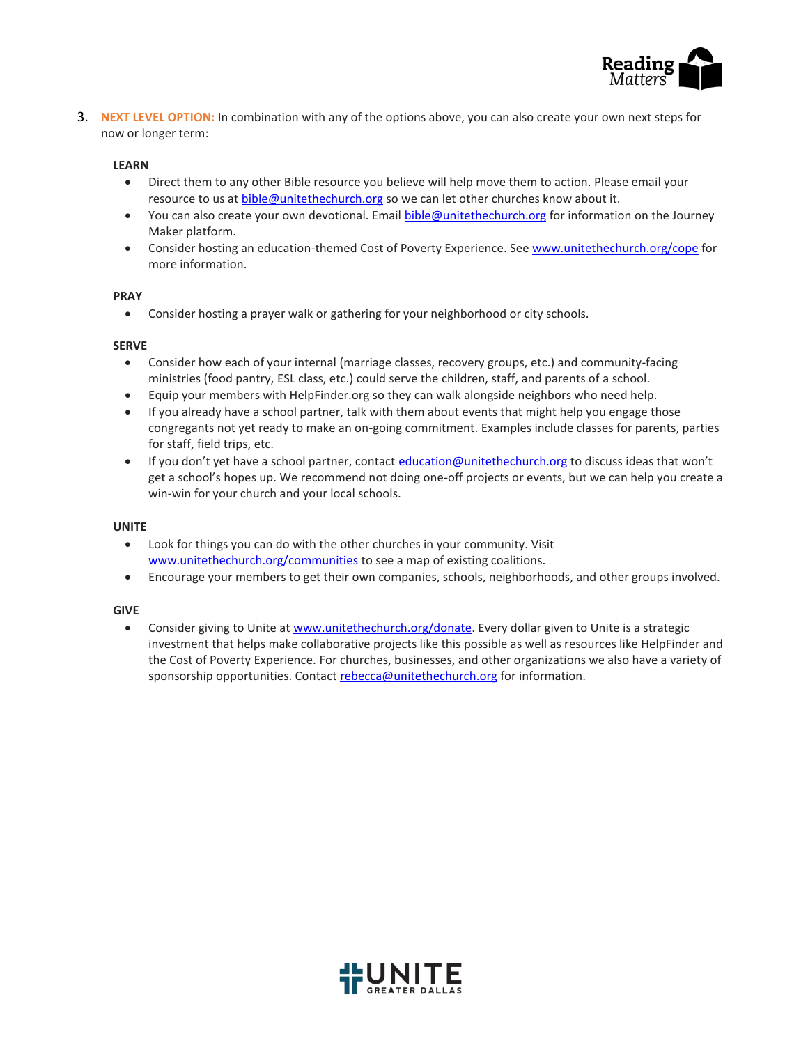3. **NEXT LEVEL OPTION:** In combination with any of the options above, you can also create your own next steps for now or longer term:

**LEARN**

- Direct them to any other Bible resource you believe will help move them to action. Please email your resource to us at bible@unitethechurch.org so we can let other churches know about it.
- You can also create your own devotional. Email bible@unitethechurch.org for information on the Journey Maker platform.
- Consider hosting an education-themed Cost of Poverty Experience. See www.unitethechurch.org/cope for more information.

**PRAY**

- Consider hosting a prayer walk or gathering for your neighborhood or city schools.

**SERVE**

- Consider how each of your internal (marriage classes, recovery groups, etc.) and community-facing ministries (food pantry, ESL class, etc.) could serve the children, staff, and parents of a school.
- Equip your members with HelpFinder.org so they can walk alongside neighbors who need help.
- If you already have a school partner, talk with them about events that might help you engage those congregants not yet ready to make an on-going commitment. Examples include classes for parents, parties for staff, field trips, etc.
- If you don't yet have a school partner, contact education@unitethechurch.org to discuss ideas that won't get a school's hopes up. We recommend not doing one-off projects or events, but we can help you create a win-win for your church and your local schools.

**UNITE**

- Look for things you can do with the other churches in your community. Visit www.unitethechurch.org/communities to see a map of existing coalitions.
- Encourage your members to get their own companies, schools, neighborhoods, and other groups involved.

**GIVE**

- Consider giving to Unite at www.unitethechurch.org/donate. Every dollar given to Unite is a strategic investment that helps make collaborative projects like this possible as well as resources like HelpFinder and the Cost of Poverty Experience. For churches, businesses, and other organizations we also have a variety of sponsorship opportunities. Contact rebecca@unitethechurch.org for information.